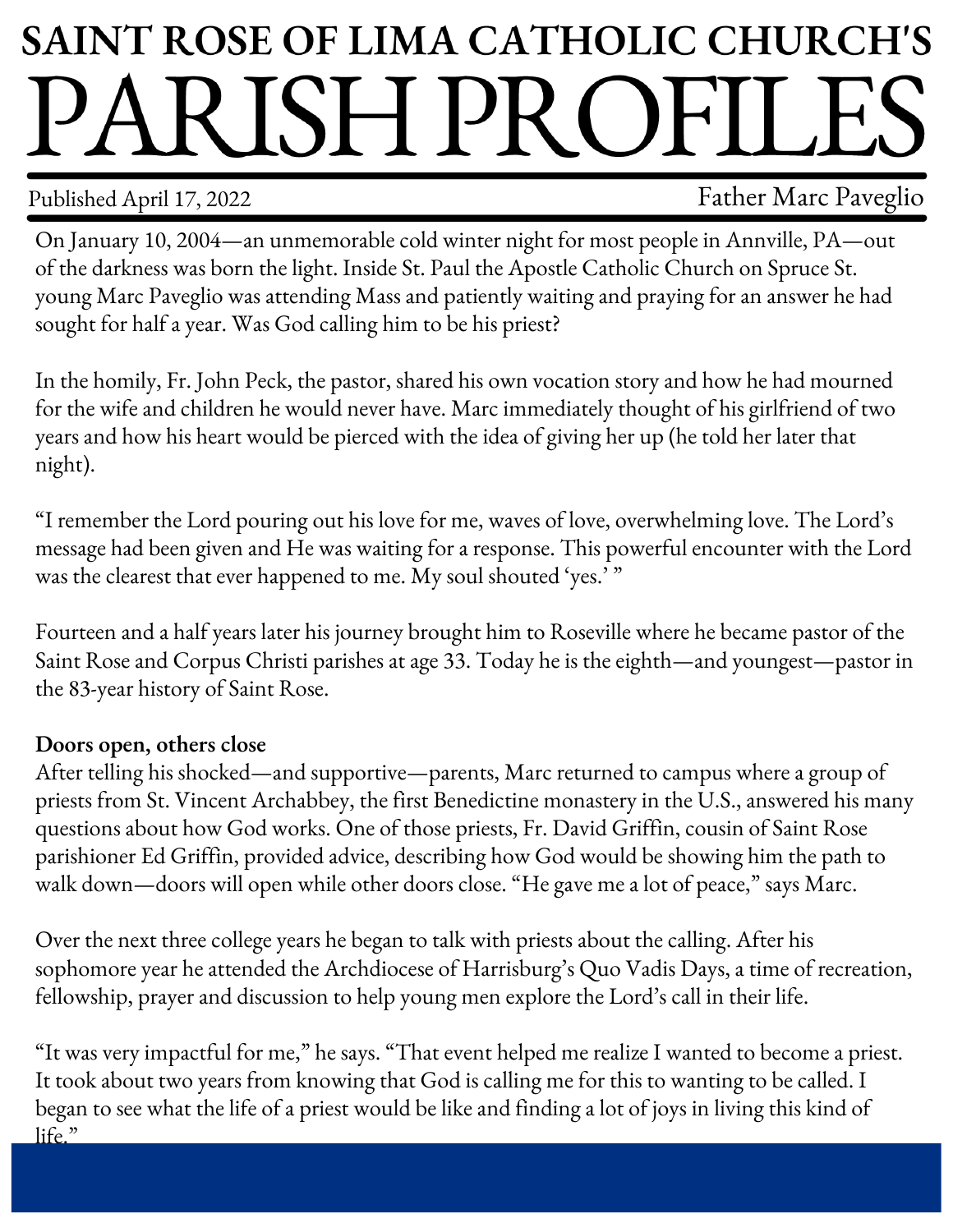# SAINT ROSE OF LIMA CATHOLIC CHURCH'S PARISH PROFILES

Published April 17, 2022 — Father Marc Paveglio

On January 10, 2004—an unmemorable cold winter night for most people in Annville, PA—out of the darkness was born the light. Inside St. Paul the Apostle Catholic Church on Spruce St. young Marc Paveglio was attending Mass and patiently waiting and praying for an answer he had sought for half a year. Was God calling him to be his priest?

In the homily, Fr. John Peck, the pastor, shared his own vocation story and how he had mourned for the wife and children he would never have. Marc immediately thought of his girlfriend of two years and how his heart would be pierced with the idea of giving her up (he told her later that night).

"I remember the Lord pouring out his love for me, waves of love, overwhelming love. The Lord's message had been given and He was waiting for a response. This powerful encounter with the Lord was the clearest that ever happened to me. My soul shouted 'yes.' "

Fourteen and a half years later his journey brought him to Roseville where he became pastor of the Saint Rose and Corpus Christi parishes at age 33. Today he is the eighth—and youngest—pastor in the 83-year history of Saint Rose.

**Doors open, others close**

After telling his shocked—and supportive—parents, Marc returned to campus where a group of priests from St. Vincent Archabbey, the first Benedictine monastery in the U.S., answered his many questions about how God works. One of those priests, Fr. David Griffin, cousin of Saint Rose parishioner Ed Griffin, provided advice, describing how God would be showing him the path to walk down—doors will open while other doors close. "He gave me a lot of peace," says Marc.

Over the next three college years he began to talk with priests about the calling. After his sophomore year he attended the Archdiocese of Harrisburg's Quo Vadis Days, a time of recreation, fellowship, prayer and discussion to help young men explore the Lord's call in their life.

"It was very impactful for me," he says. "That event helped me realize I wanted to become a priest. It took about two years from knowing that God is calling me for this to wanting to be called. I began to see what the life of a priest would be like and finding a lot of joys in living this kind of life."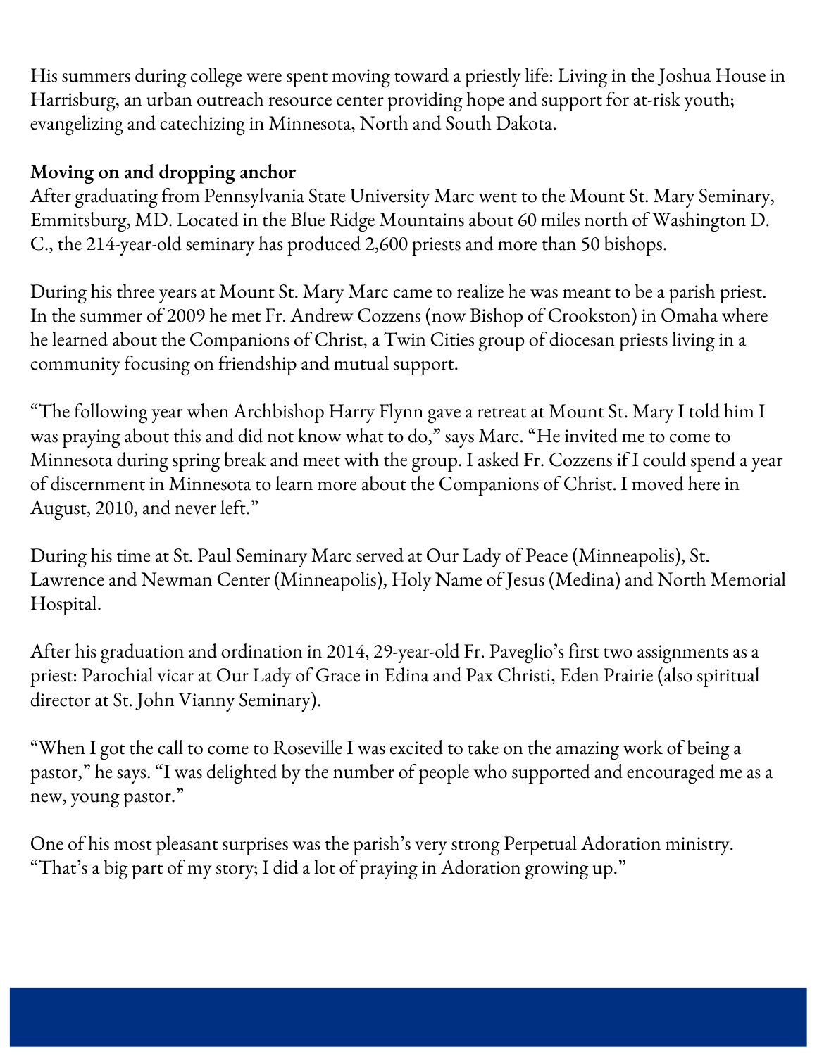His summers during college were spent moving toward a priestly life: Living in the Joshua House in Harrisburg, an urban outreach resource center providing hope and support for at-risk youth; evangelizing and catechizing in Minnesota, North and South Dakota.

**Moving on and dropping anchor**
After graduating from Pennsylvania State University Marc went to the Mount St. Mary Seminary, Emmitsburg, MD. Located in the Blue Ridge Mountains about 60 miles north of Washington D. C., the 214-year-old seminary has produced 2,600 priests and more than 50 bishops.

During his three years at Mount St. Mary Marc came to realize he was meant to be a parish priest. In the summer of 2009 he met Fr. Andrew Cozzens (now Bishop of Crookston) in Omaha where he learned about the Companions of Christ, a Twin Cities group of diocesan priests living in a community focusing on friendship and mutual support.

"The following year when Archbishop Harry Flynn gave a retreat at Mount St. Mary I told him I was praying about this and did not know what to do," says Marc. "He invited me to come to Minnesota during spring break and meet with the group. I asked Fr. Cozzens if I could spend a year of discernment in Minnesota to learn more about the Companions of Christ. I moved here in August, 2010, and never left."

During his time at St. Paul Seminary Marc served at Our Lady of Peace (Minneapolis), St. Lawrence and Newman Center (Minneapolis), Holy Name of Jesus (Medina) and North Memorial Hospital.

After his graduation and ordination in 2014, 29-year-old Fr. Paveglio's first two assignments as a priest: Parochial vicar at Our Lady of Grace in Edina and Pax Christi, Eden Prairie (also spiritual director at St. John Vianny Seminary).

"When I got the call to come to Roseville I was excited to take on the amazing work of being a pastor," he says. "I was delighted by the number of people who supported and encouraged me as a new, young pastor."

One of his most pleasant surprises was the parish's very strong Perpetual Adoration ministry. "That's a big part of my story; I did a lot of praying in Adoration growing up."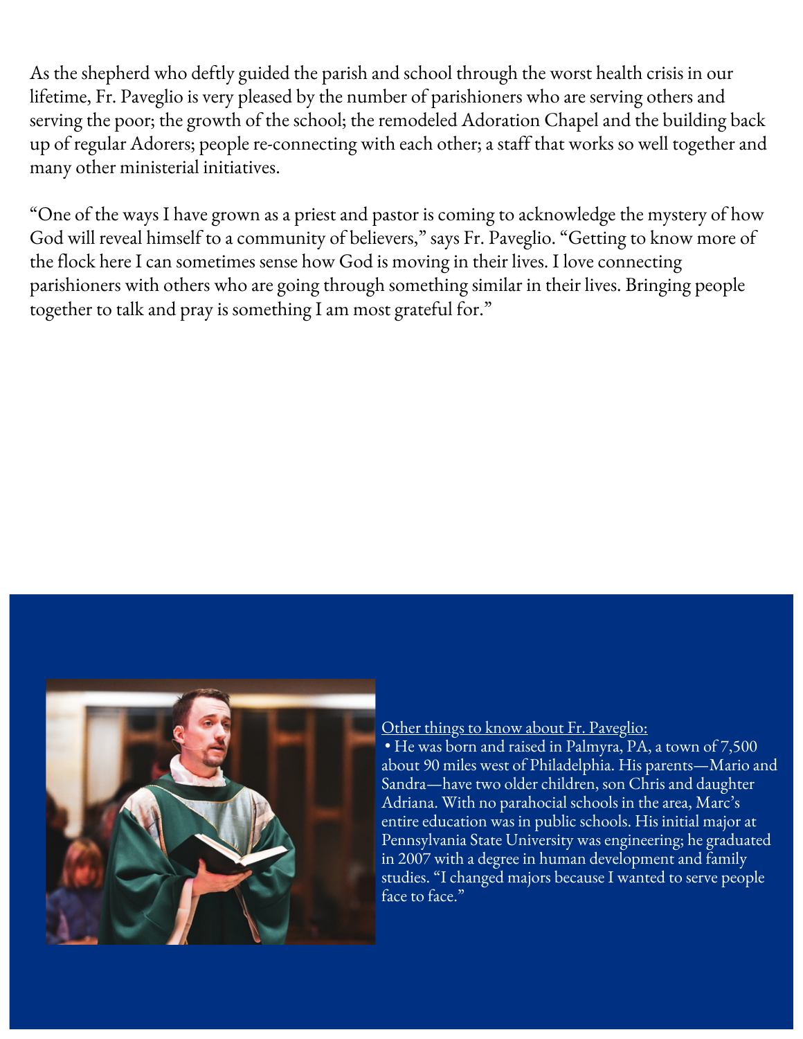As the shepherd who deftly guided the parish and school through the worst health crisis in our lifetime, Fr. Paveglio is very pleased by the number of parishioners who are serving others and serving the poor; the growth of the school; the remodeled Adoration Chapel and the building back up of regular Adorers; people re-connecting with each other; a staff that works so well together and many other ministerial initiatives.

"One of the ways I have grown as a priest and pastor is coming to acknowledge the mystery of how God will reveal himself to a community of believers," says Fr. Paveglio. "Getting to know more of the flock here I can sometimes sense how God is moving in their lives. I love connecting parishioners with others who are going through something similar in their lives. Bringing people together to talk and pray is something I am most grateful for."

Other things to know about Fr. Paveglio:

- He was born and raised in Palmyra, PA, a town of 7,500 about 90 miles west of Philadelphia. His parents—Mario and Sandra—have two older children, son Chris and daughter Adriana. With no parahocial schools in the area, Marc's entire education was in public schools. His initial major at Pennsylvania State University was engineering; he graduated in 2007 with a degree in human development and family studies. "I changed majors because I wanted to serve people face to face."